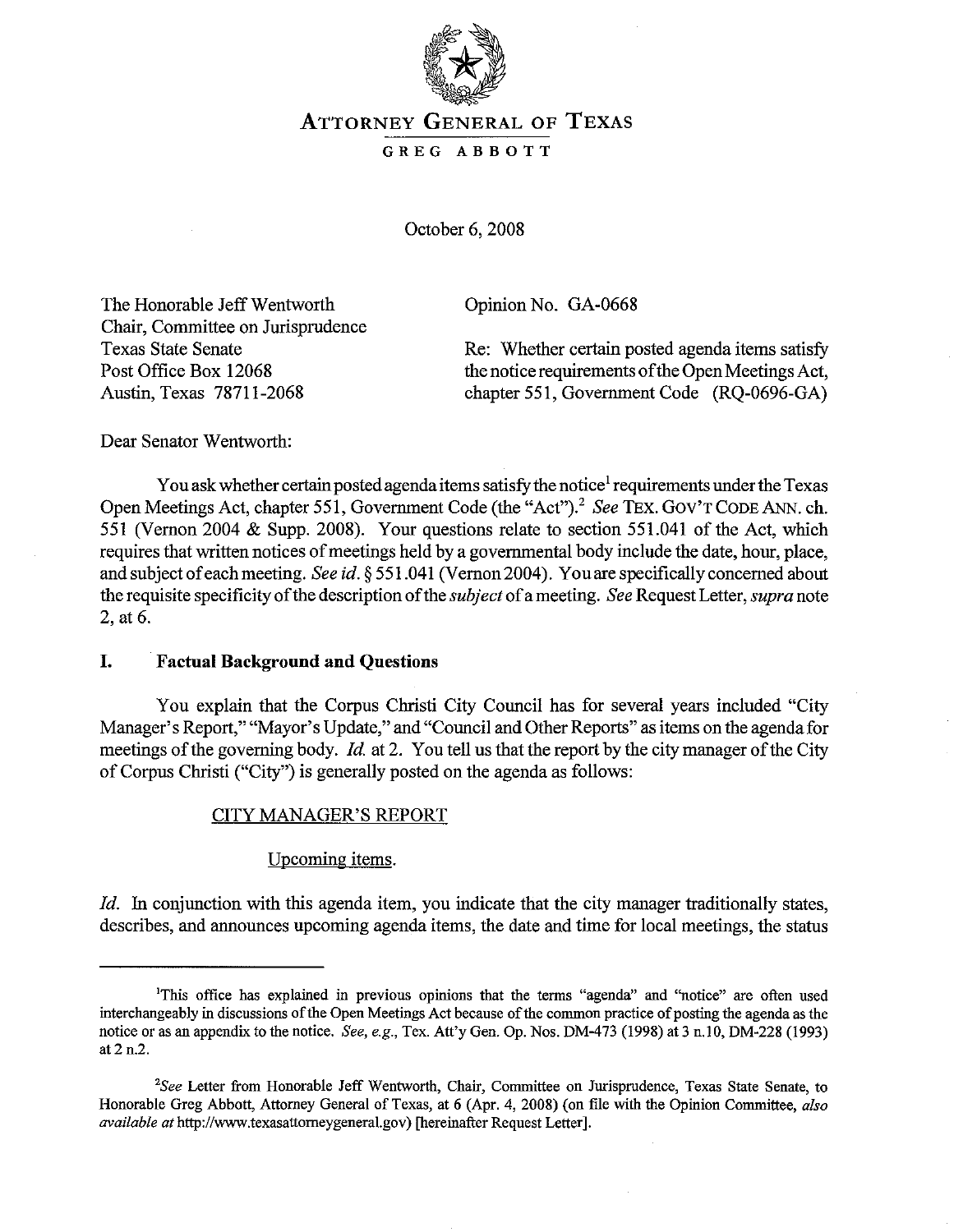# ATTORNEY GENERAL OF TEXAS

GREG ABBOTT

October 6, 2008

The Honorable Jeff Wentworth
Chair, Committee on Jurisprudence
Texas State Senate
Post Office Box 12068
Austin, Texas 78711-2068

Opinion No. GA-0668

Re: Whether certain posted agenda items satisfy the notice requirements of the Open Meetings Act, chapter 551, Government Code (RQ-0696-GA)

Dear Senator Wentworth:

You ask whether certain posted agenda items satisfy the notice[1] requirements under the Texas Open Meetings Act, chapter 551, Government Code (the "Act").[2] *See* TEX. GOV'T CODE ANN. ch. 551 (Vernon 2004 & Supp. 2008). Your questions relate to section 551.041 of the Act, which requires that written notices of meetings held by a governmental body include the date, hour, place, and subject of each meeting. *See id.* § 551.041 (Vernon 2004). You are specifically concerned about the requisite specificity of the description of the *subject* of a meeting. *See* Request Letter, *supra* note 2, at 6.

## I. Factual Background and Questions

You explain that the Corpus Christi City Council has for several years included "City Manager's Report," "Mayor's Update," and "Council and Other Reports" as items on the agenda for meetings of the governing body. *Id.* at 2. You tell us that the report by the city manager of the City of Corpus Christi ("City") is generally posted on the agenda as follows:

<u>CITY MANAGER'S REPORT</u>

<u>Upcoming items.</u>

*Id.* In conjunction with this agenda item, you indicate that the city manager traditionally states, describes, and announces upcoming agenda items, the date and time for local meetings, the status

---

[1]This office has explained in previous opinions that the terms "agenda" and "notice" are often used interchangeably in discussions of the Open Meetings Act because of the common practice of posting the agenda as the notice or as an appendix to the notice. *See, e.g.*, Tex. Att'y Gen. Op. Nos. DM-473 (1998) at 3 n.10, DM-228 (1993) at 2 n.2.

[2]*See* Letter from Honorable Jeff Wentworth, Chair, Committee on Jurisprudence, Texas State Senate, to Honorable Greg Abbott, Attorney General of Texas, at 6 (Apr. 4, 2008) (on file with the Opinion Committee, *also available at* http://www.texasattorneygeneral.gov) [hereinafter Request Letter].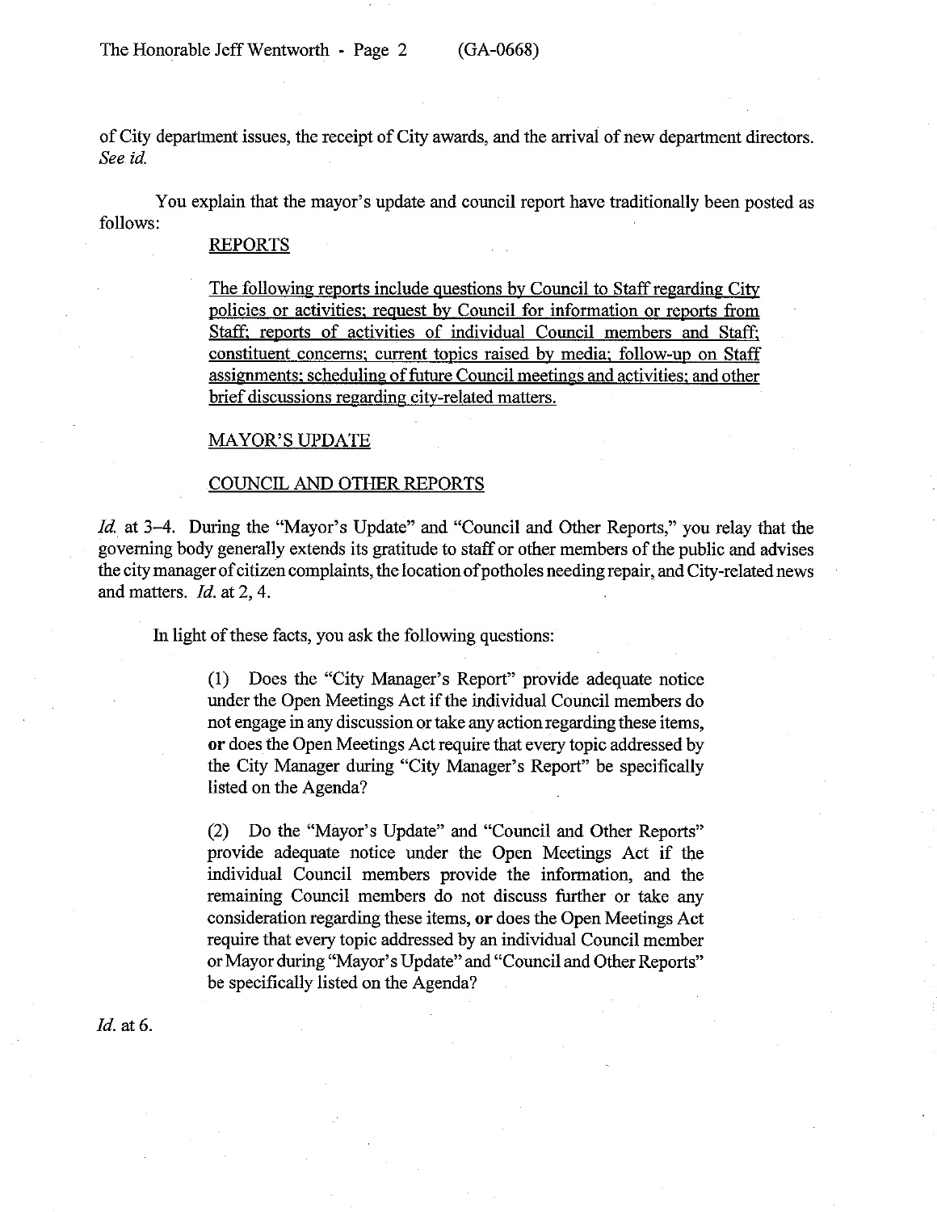of City department issues, the receipt of City awards, and the arrival of new department directors. *See id.*

You explain that the mayor's update and council report have traditionally been posted as follows:

> REPORTS
>
> The following reports include questions by Council to Staff regarding City policies or activities; request by Council for information or reports from Staff; reports of activities of individual Council members and Staff; constituent concerns; current topics raised by media; follow-up on Staff assignments; scheduling of future Council meetings and activities; and other brief discussions regarding city-related matters.
>
> MAYOR'S UPDATE
>
> COUNCIL AND OTHER REPORTS

*Id.* at 3–4. During the "Mayor's Update" and "Council and Other Reports," you relay that the governing body generally extends its gratitude to staff or other members of the public and advises the city manager of citizen complaints, the location of potholes needing repair, and City-related news and matters. *Id.* at 2, 4.

In light of these facts, you ask the following questions:

> (1) Does the "City Manager's Report" provide adequate notice under the Open Meetings Act if the individual Council members do not engage in any discussion or take any action regarding these items, **or** does the Open Meetings Act require that every topic addressed by the City Manager during "City Manager's Report" be specifically listed on the Agenda?
>
> (2) Do the "Mayor's Update" and "Council and Other Reports" provide adequate notice under the Open Meetings Act if the individual Council members provide the information, and the remaining Council members do not discuss further or take any consideration regarding these items, **or** does the Open Meetings Act require that every topic addressed by an individual Council member or Mayor during "Mayor's Update" and "Council and Other Reports" be specifically listed on the Agenda?

*Id.* at 6.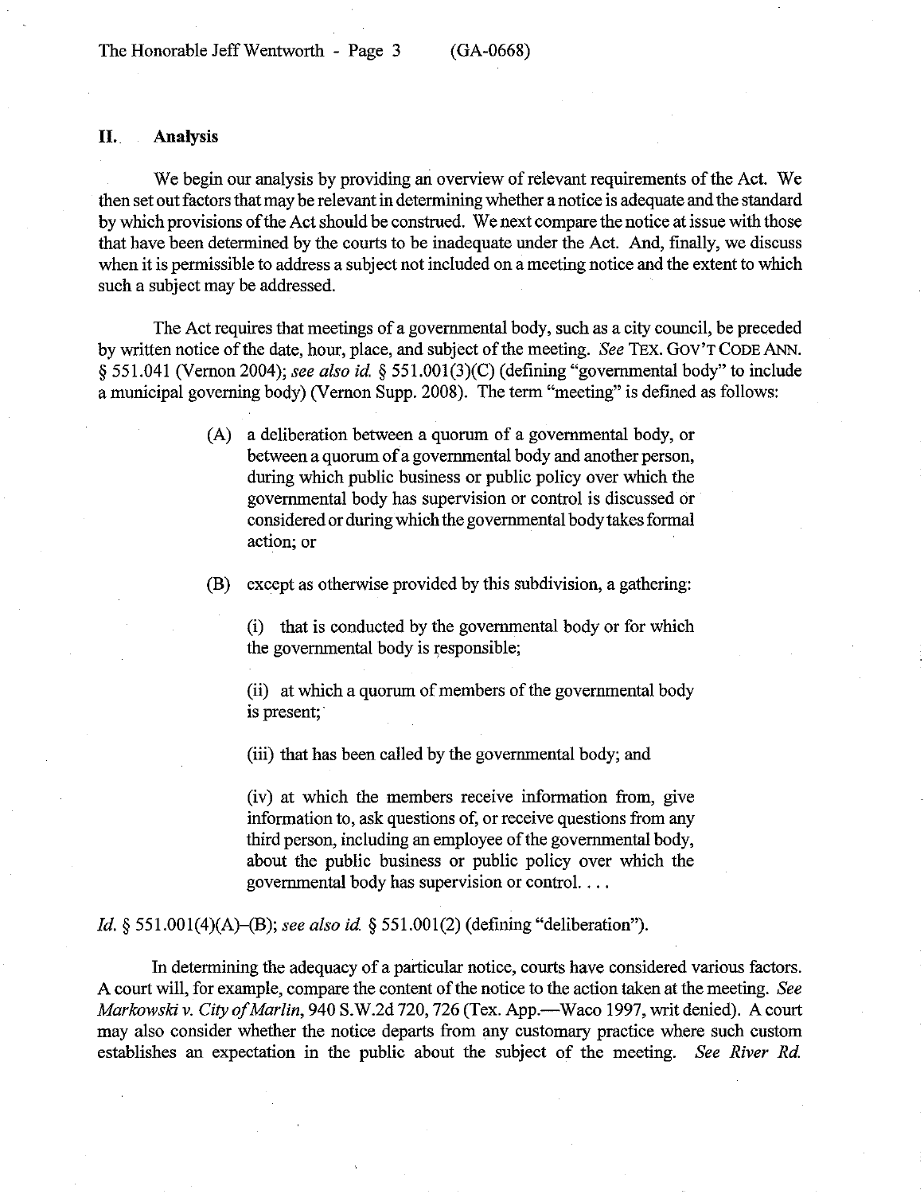## II. Analysis

We begin our analysis by providing an overview of relevant requirements of the Act. We then set out factors that may be relevant in determining whether a notice is adequate and the standard by which provisions of the Act should be construed. We next compare the notice at issue with those that have been determined by the courts to be inadequate under the Act. And, finally, we discuss when it is permissible to address a subject not included on a meeting notice and the extent to which such a subject may be addressed.

The Act requires that meetings of a governmental body, such as a city council, be preceded by written notice of the date, hour, place, and subject of the meeting. *See* TEX. GOV'T CODE ANN. § 551.041 (Vernon 2004); *see also id.* § 551.001(3)(C) (defining "governmental body" to include a municipal governing body) (Vernon Supp. 2008). The term "meeting" is defined as follows:

> (A) a deliberation between a quorum of a governmental body, or between a quorum of a governmental body and another person, during which public business or public policy over which the governmental body has supervision or control is discussed or considered or during which the governmental body takes formal action; or
>
> (B) except as otherwise provided by this subdivision, a gathering:
>
> (i) that is conducted by the governmental body or for which the governmental body is responsible;
>
> (ii) at which a quorum of members of the governmental body is present;
>
> (iii) that has been called by the governmental body; and
>
> (iv) at which the members receive information from, give information to, ask questions of, or receive questions from any third person, including an employee of the governmental body, about the public business or public policy over which the governmental body has supervision or control. . . .

*Id.* § 551.001(4)(A)–(B); *see also id.* § 551.001(2) (defining "deliberation").

In determining the adequacy of a particular notice, courts have considered various factors. A court will, for example, compare the content of the notice to the action taken at the meeting. *See Markowski v. City of Marlin*, 940 S.W.2d 720, 726 (Tex. App.—Waco 1997, writ denied). A court may also consider whether the notice departs from any customary practice where such custom establishes an expectation in the public about the subject of the meeting. *See River Rd.*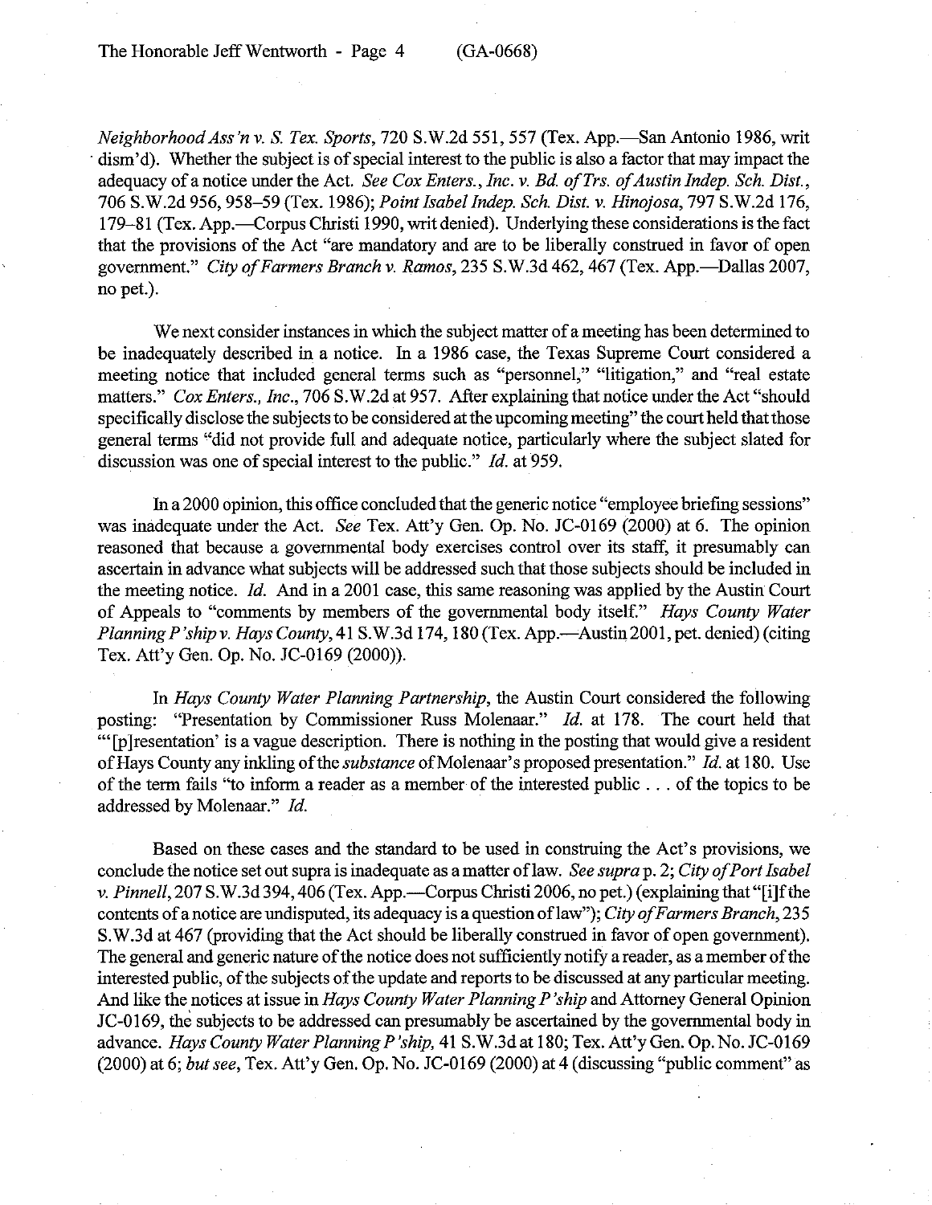*Neighborhood Ass'n v. S. Tex. Sports*, 720 S.W.2d 551, 557 (Tex. App.—San Antonio 1986, writ dism'd). Whether the subject is of special interest to the public is also a factor that may impact the adequacy of a notice under the Act. *See Cox Enters., Inc. v. Bd. of Trs. of Austin Indep. Sch. Dist.*, 706 S.W.2d 956, 958–59 (Tex. 1986); *Point Isabel Indep. Sch. Dist. v. Hinojosa*, 797 S.W.2d 176, 179–81 (Tex. App.—Corpus Christi 1990, writ denied). Underlying these considerations is the fact that the provisions of the Act "are mandatory and are to be liberally construed in favor of open government." *City of Farmers Branch v. Ramos*, 235 S.W.3d 462, 467 (Tex. App.—Dallas 2007, no pet.).

We next consider instances in which the subject matter of a meeting has been determined to be inadequately described in a notice. In a 1986 case, the Texas Supreme Court considered a meeting notice that included general terms such as "personnel," "litigation," and "real estate matters." *Cox Enters., Inc.*, 706 S.W.2d at 957. After explaining that notice under the Act "should specifically disclose the subjects to be considered at the upcoming meeting" the court held that those general terms "did not provide full and adequate notice, particularly where the subject slated for discussion was one of special interest to the public." *Id.* at 959.

In a 2000 opinion, this office concluded that the generic notice "employee briefing sessions" was inadequate under the Act. *See* Tex. Att'y Gen. Op. No. JC-0169 (2000) at 6. The opinion reasoned that because a governmental body exercises control over its staff, it presumably can ascertain in advance what subjects will be addressed such that those subjects should be included in the meeting notice. *Id.* And in a 2001 case, this same reasoning was applied by the Austin Court of Appeals to "comments by members of the governmental body itself." *Hays County Water Planning P'ship v. Hays County*, 41 S.W.3d 174, 180 (Tex. App.—Austin 2001, pet. denied) (citing Tex. Att'y Gen. Op. No. JC-0169 (2000)).

In *Hays County Water Planning Partnership*, the Austin Court considered the following posting: "Presentation by Commissioner Russ Molenaar." *Id.* at 178. The court held that "'[p]resentation' is a vague description. There is nothing in the posting that would give a resident of Hays County any inkling of the *substance* of Molenaar's proposed presentation." *Id.* at 180. Use of the term fails "to inform a reader as a member of the interested public . . . of the topics to be addressed by Molenaar." *Id.*

Based on these cases and the standard to be used in construing the Act's provisions, we conclude the notice set out supra is inadequate as a matter of law. *See supra* p. 2; *City of Port Isabel v. Pinnell*, 207 S.W.3d 394, 406 (Tex. App.—Corpus Christi 2006, no pet.) (explaining that "[i]f the contents of a notice are undisputed, its adequacy is a question of law"); *City of Farmers Branch*, 235 S.W.3d at 467 (providing that the Act should be liberally construed in favor of open government). The general and generic nature of the notice does not sufficiently notify a reader, as a member of the interested public, of the subjects of the update and reports to be discussed at any particular meeting. And like the notices at issue in *Hays County Water Planning P'ship* and Attorney General Opinion JC-0169, the subjects to be addressed can presumably be ascertained by the governmental body in advance. *Hays County Water Planning P'ship*, 41 S.W.3d at 180; Tex. Att'y Gen. Op. No. JC-0169 (2000) at 6; *but see*, Tex. Att'y Gen. Op. No. JC-0169 (2000) at 4 (discussing "public comment" as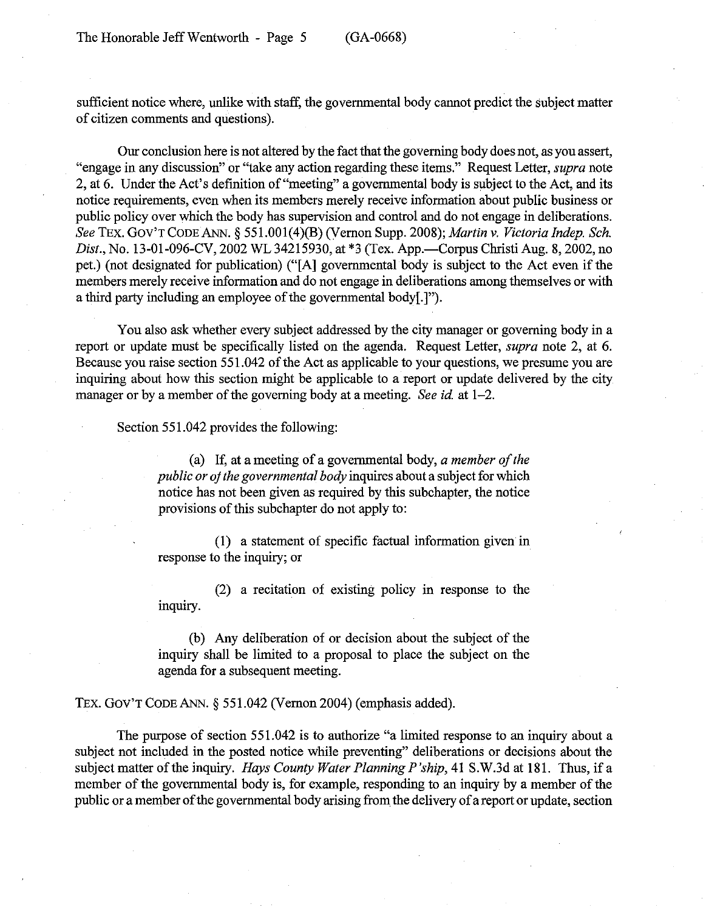sufficient notice where, unlike with staff, the governmental body cannot predict the subject matter of citizen comments and questions).

Our conclusion here is not altered by the fact that the governing body does not, as you assert, "engage in any discussion" or "take any action regarding these items." Request Letter, *supra* note 2, at 6. Under the Act's definition of "meeting" a governmental body is subject to the Act, and its notice requirements, even when its members merely receive information about public business or public policy over which the body has supervision and control and do not engage in deliberations. *See* TEX. GOV'T CODE ANN. § 551.001(4)(B) (Vernon Supp. 2008); *Martin v. Victoria Indep. Sch. Dist.*, No. 13-01-096-CV, 2002 WL 34215930, at *3 (Tex. App.—Corpus Christi Aug. 8, 2002, no pet.) (not designated for publication) ("[A] governmental body is subject to the Act even if the members merely receive information and do not engage in deliberations among themselves or with a third party including an employee of the governmental body[.]").

You also ask whether every subject addressed by the city manager or governing body in a report or update must be specifically listed on the agenda. Request Letter, *supra* note 2, at 6. Because you raise section 551.042 of the Act as applicable to your questions, we presume you are inquiring about how this section might be applicable to a report or update delivered by the city manager or by a member of the governing body at a meeting. *See id.* at 1–2.

Section 551.042 provides the following:

> (a) If, at a meeting of a governmental body, *a member of the public or of the governmental body* inquires about a subject for which notice has not been given as required by this subchapter, the notice provisions of this subchapter do not apply to:
>
> (1) a statement of specific factual information given in response to the inquiry; or
>
> (2) a recitation of existing policy in response to the inquiry.
>
> (b) Any deliberation of or decision about the subject of the inquiry shall be limited to a proposal to place the subject on the agenda for a subsequent meeting.

TEX. GOV'T CODE ANN. § 551.042 (Vernon 2004) (emphasis added).

The purpose of section 551.042 is to authorize "a limited response to an inquiry about a subject not included in the posted notice while preventing" deliberations or decisions about the subject matter of the inquiry. *Hays County Water Planning P'ship*, 41 S.W.3d at 181. Thus, if a member of the governmental body is, for example, responding to an inquiry by a member of the public or a member of the governmental body arising from the delivery of a report or update, section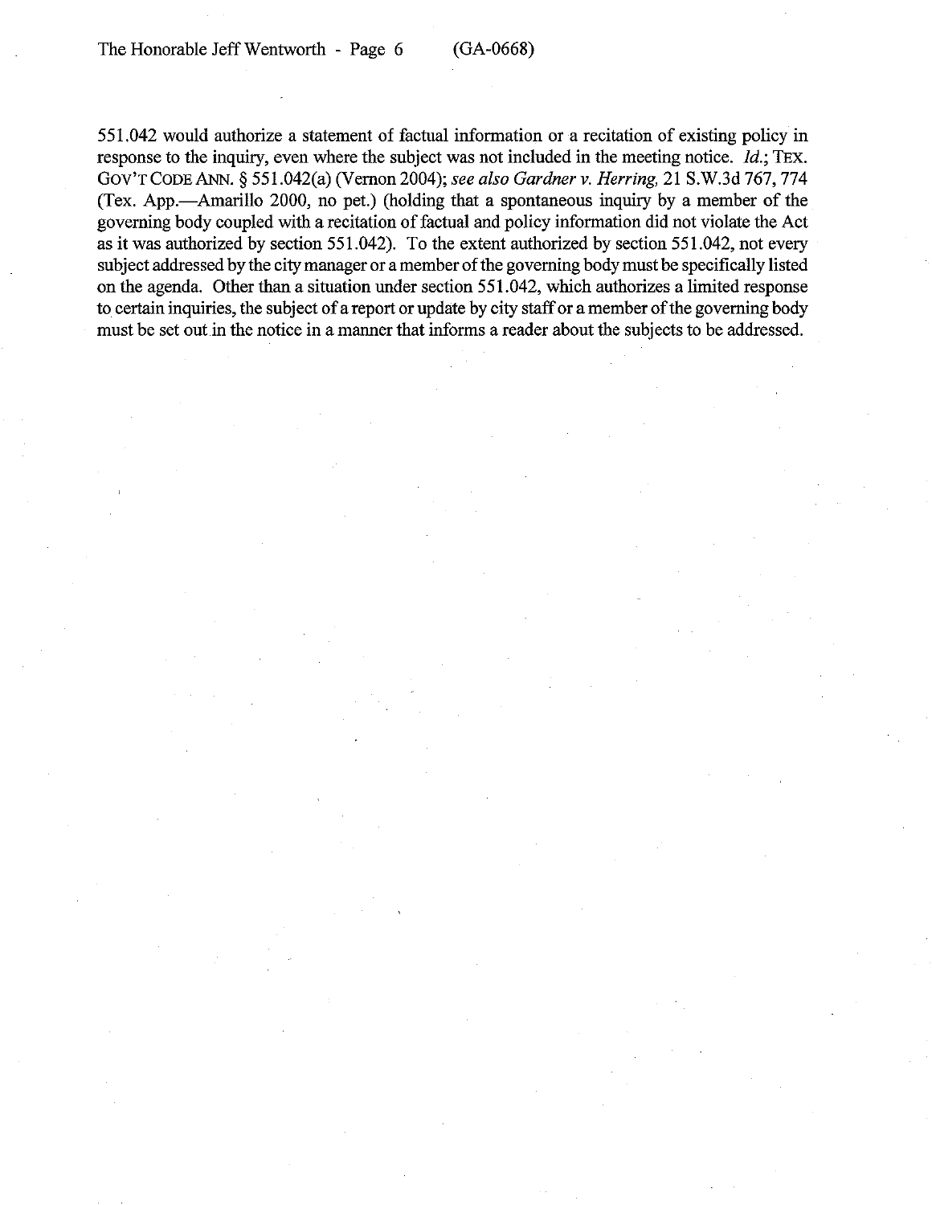551.042 would authorize a statement of factual information or a recitation of existing policy in response to the inquiry, even where the subject was not included in the meeting notice. *Id.*; TEX. GOV'T CODE ANN. § 551.042(a) (Vernon 2004); *see also Gardner v. Herring*, 21 S.W.3d 767, 774 (Tex. App.—Amarillo 2000, no pet.) (holding that a spontaneous inquiry by a member of the governing body coupled with a recitation of factual and policy information did not violate the Act as it was authorized by section 551.042). To the extent authorized by section 551.042, not every subject addressed by the city manager or a member of the governing body must be specifically listed on the agenda. Other than a situation under section 551.042, which authorizes a limited response to certain inquiries, the subject of a report or update by city staff or a member of the governing body must be set out in the notice in a manner that informs a reader about the subjects to be addressed.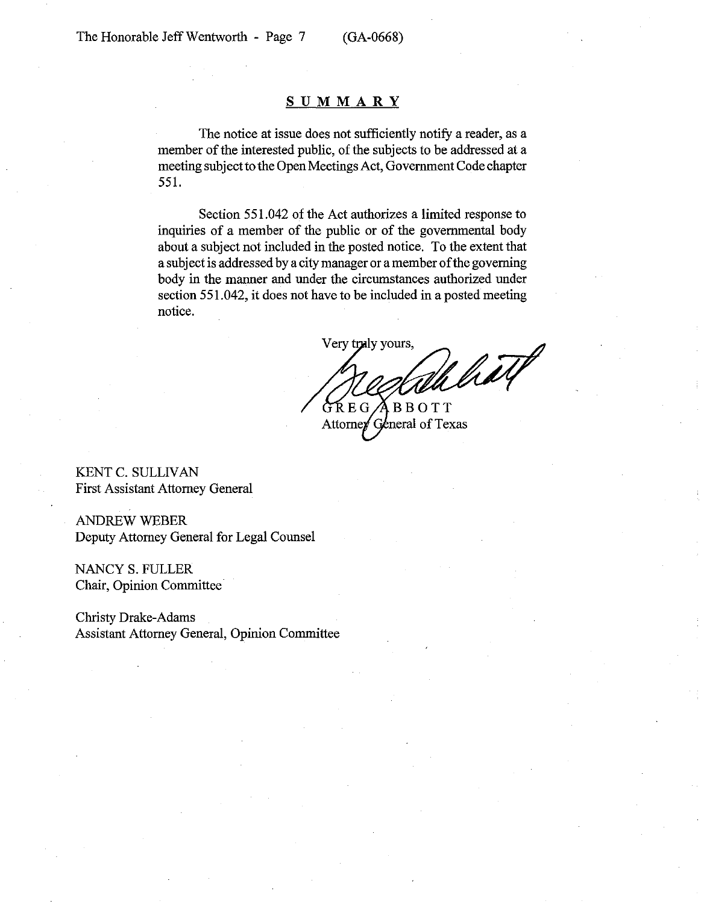## SUMMARY

The notice at issue does not sufficiently notify a reader, as a member of the interested public, of the subjects to be addressed at a meeting subject to the Open Meetings Act, Government Code chapter 551.

Section 551.042 of the Act authorizes a limited response to inquiries of a member of the public or of the governmental body about a subject not included in the posted notice. To the extent that a subject is addressed by a city manager or a member of the governing body in the manner and under the circumstances authorized under section 551.042, it does not have to be included in a posted meeting notice.

Very truly yours,

GREG ABBOTT
Attorney General of Texas

KENT C. SULLIVAN
First Assistant Attorney General

ANDREW WEBER
Deputy Attorney General for Legal Counsel

NANCY S. FULLER
Chair, Opinion Committee

Christy Drake-Adams
Assistant Attorney General, Opinion Committee